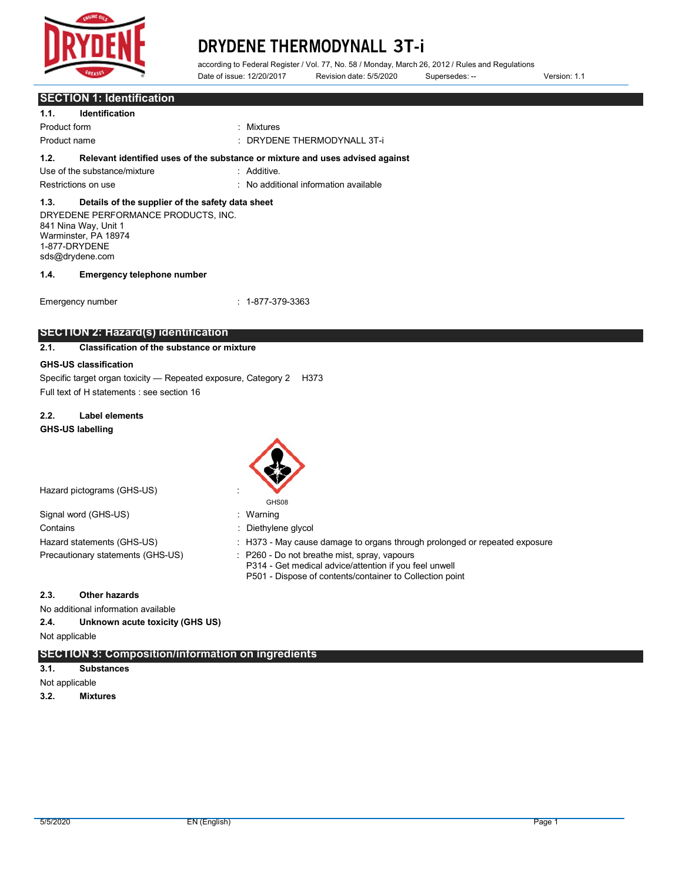# DRYDENE THERMODYNALL 3T-i

according to Federal Register / Vol. 77, No. 58 / Monday, March 26, 2012 / Rules and Regulations

Date of issue: 12/20/2017 Revision date: 5/5/2020 Supersedes: -- Version: 1.1

## SECTION 1: Identification

### 1.1. Identification

Product form : Mixtures

Product name : DRYDENE THERMODYNALL 3T-i

### 1.2. Relevant identified uses of the substance or mixture and uses advised against

Use of the substance/mixture : Additive.

Restrictions on use : No additional information available

### 1.3. Details of the supplier of the safety data sheet

DRYEDENE PERFORMANCE PRODUCTS, INC.
841 Nina Way, Unit 1
Warminster, PA 18974
1-877-DRYDENE
sds@drydene.com

### 1.4. Emergency telephone number

Emergency number : 1-877-379-3363

## SECTION 2: Hazard(s) identification

### 2.1. Classification of the substance or mixture

**GHS-US classification**

Specific target organ toxicity — Repeated exposure, Category 2 H373

Full text of H statements : see section 16

### 2.2. Label elements

**GHS-US labelling**

Hazard pictograms (GHS-US) : GHS08

Signal word (GHS-US) : Warning

Contains : Diethylene glycol

Hazard statements (GHS-US) : H373 - May cause damage to organs through prolonged or repeated exposure

Precautionary statements (GHS-US) : P260 - Do not breathe mist, spray, vapours
P314 - Get medical advice/attention if you feel unwell
P501 - Dispose of contents/container to Collection point

### 2.3. Other hazards

No additional information available

### 2.4. Unknown acute toxicity (GHS US)

Not applicable

## SECTION 3: Composition/information on ingredients

### 3.1. Substances

Not applicable

### 3.2. Mixtures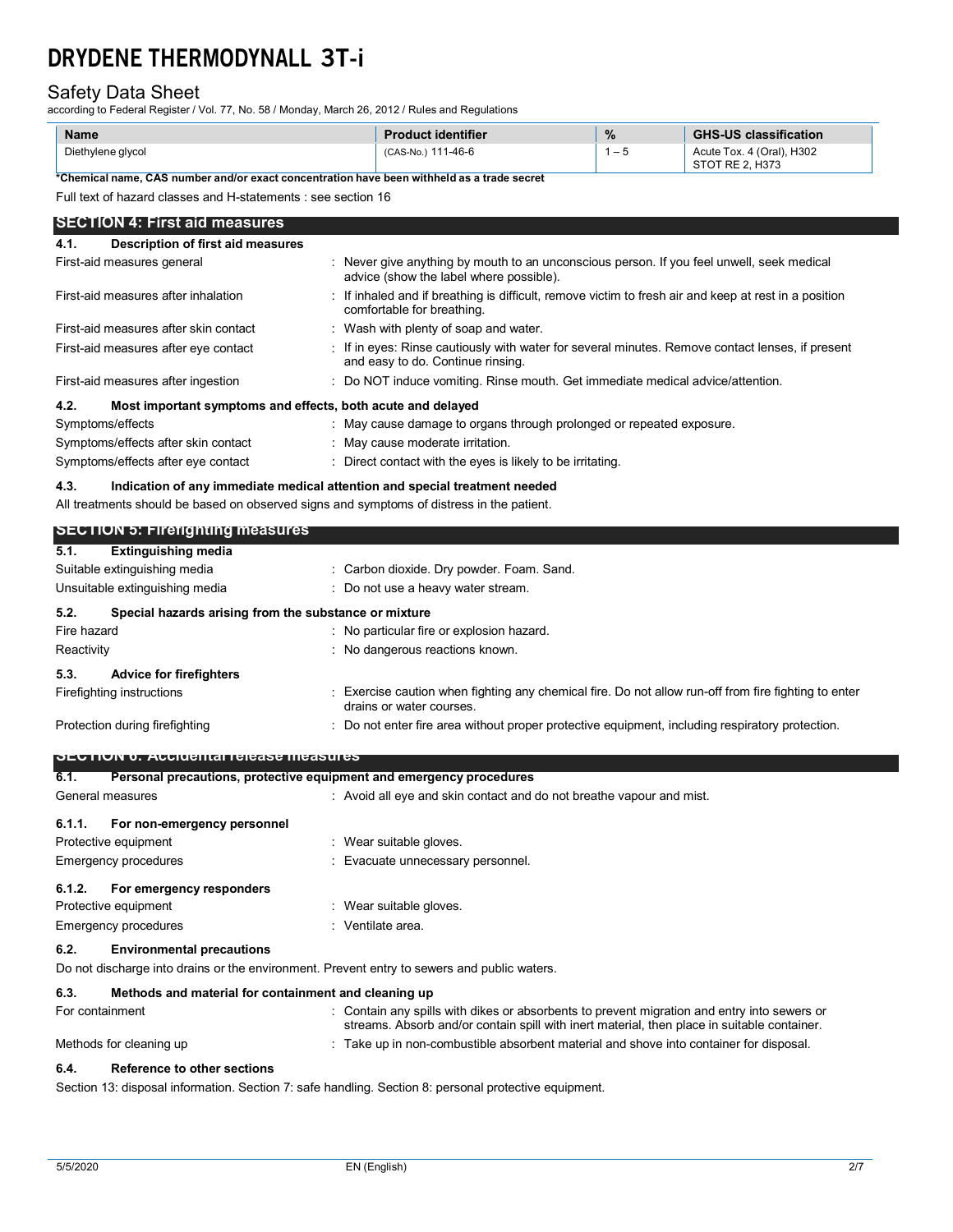| Name | Product identifier | % | GHS-US classification |
|---|---|---|---|
| Diethylene glycol | (CAS-No.) 111-46-6 | 1 – 5 | Acute Tox. 4 (Oral), H302<br>STOT RE 2, H373 |

**\*Chemical name, CAS number and/or exact concentration have been withheld as a trade secret**

Full text of hazard classes and H-statements : see section 16

## SECTION 4: First aid measures

### 4.1. Description of first aid measures

First-aid measures general : Never give anything by mouth to an unconscious person. If you feel unwell, seek medical advice (show the label where possible).

First-aid measures after inhalation : If inhaled and if breathing is difficult, remove victim to fresh air and keep at rest in a position comfortable for breathing.

First-aid measures after skin contact : Wash with plenty of soap and water.

First-aid measures after eye contact : If in eyes: Rinse cautiously with water for several minutes. Remove contact lenses, if present and easy to do. Continue rinsing.

First-aid measures after ingestion : Do NOT induce vomiting. Rinse mouth. Get immediate medical advice/attention.

### 4.2. Most important symptoms and effects, both acute and delayed

Symptoms/effects : May cause damage to organs through prolonged or repeated exposure.

Symptoms/effects after skin contact : May cause moderate irritation.

Symptoms/effects after eye contact : Direct contact with the eyes is likely to be irritating.

### 4.3. Indication of any immediate medical attention and special treatment needed

All treatments should be based on observed signs and symptoms of distress in the patient.

## SECTION 5: Firefighting measures

### 5.1. Extinguishing media

Suitable extinguishing media : Carbon dioxide. Dry powder. Foam. Sand.

Unsuitable extinguishing media : Do not use a heavy water stream.

### 5.2. Special hazards arising from the substance or mixture

Fire hazard : No particular fire or explosion hazard.

Reactivity : No dangerous reactions known.

### 5.3. Advice for firefighters

Firefighting instructions : Exercise caution when fighting any chemical fire. Do not allow run-off from fire fighting to enter drains or water courses.

Protection during firefighting : Do not enter fire area without proper protective equipment, including respiratory protection.

## SECTION 6: Accidental release measures

### 6.1. Personal precautions, protective equipment and emergency procedures

General measures : Avoid all eye and skin contact and do not breathe vapour and mist.

#### 6.1.1. For non-emergency personnel

Protective equipment : Wear suitable gloves.

Emergency procedures : Evacuate unnecessary personnel.

#### 6.1.2. For emergency responders

Protective equipment : Wear suitable gloves.

Emergency procedures : Ventilate area.

### 6.2. Environmental precautions

Do not discharge into drains or the environment. Prevent entry to sewers and public waters.

### 6.3. Methods and material for containment and cleaning up

For containment : Contain any spills with dikes or absorbents to prevent migration and entry into sewers or streams. Absorb and/or contain spill with inert material, then place in suitable container.

Methods for cleaning up : Take up in non-combustible absorbent material and shove into container for disposal.

### 6.4. Reference to other sections

Section 13: disposal information. Section 7: safe handling. Section 8: personal protective equipment.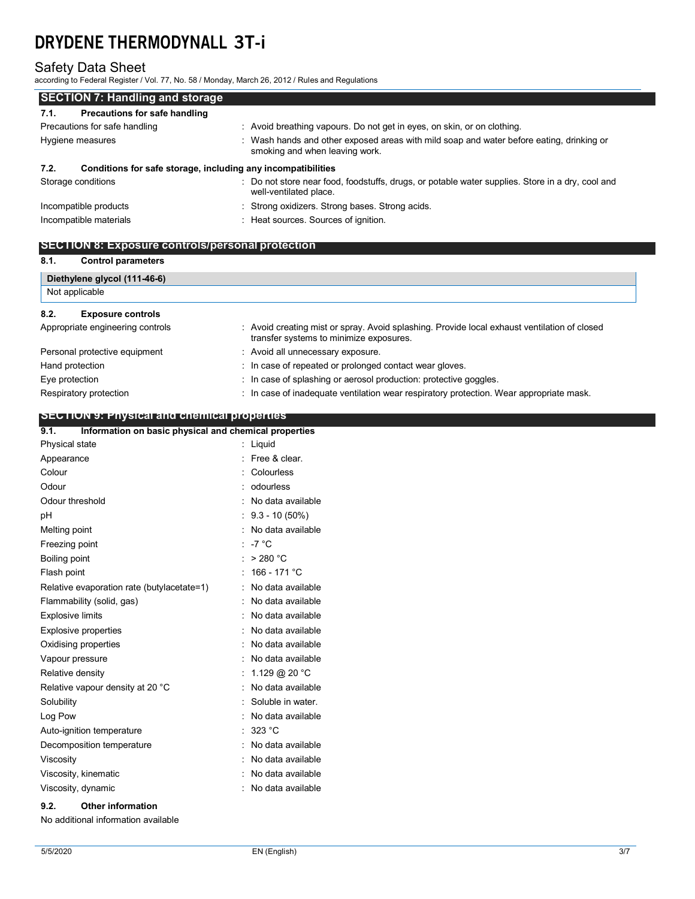## SECTION 7: Handling and storage

### 7.1. Precautions for safe handling

| | |
|---|---|
| Precautions for safe handling | : Avoid breathing vapours. Do not get in eyes, on skin, or on clothing. |
| Hygiene measures | : Wash hands and other exposed areas with mild soap and water before eating, drinking or smoking and when leaving work. |

### 7.2. Conditions for safe storage, including any incompatibilities

| | |
|---|---|
| Storage conditions | : Do not store near food, foodstuffs, drugs, or potable water supplies. Store in a dry, cool and well-ventilated place. |
| Incompatible products | : Strong oxidizers. Strong bases. Strong acids. |
| Incompatible materials | : Heat sources. Sources of ignition. |

## SECTION 8: Exposure controls/personal protection

### 8.1. Control parameters

| Diethylene glycol (111-46-6) |
|---|
| Not applicable |

### 8.2. Exposure controls

| | |
|---|---|
| Appropriate engineering controls | : Avoid creating mist or spray. Avoid splashing. Provide local exhaust ventilation of closed transfer systems to minimize exposures. |
| Personal protective equipment | : Avoid all unnecessary exposure. |
| Hand protection | : In case of repeated or prolonged contact wear gloves. |
| Eye protection | : In case of splashing or aerosol production: protective goggles. |
| Respiratory protection | : In case of inadequate ventilation wear respiratory protection. Wear appropriate mask. |

## SECTION 9: Physical and chemical properties

### 9.1. Information on basic physical and chemical properties

| | |
|---|---|
| Physical state | : Liquid |
| Appearance | : Free & clear. |
| Colour | : Colourless |
| Odour | : odourless |
| Odour threshold | : No data available |
| pH | : 9.3 - 10 (50%) |
| Melting point | : No data available |
| Freezing point | : -7 °C |
| Boiling point | : > 280 °C |
| Flash point | : 166 - 171 °C |
| Relative evaporation rate (butylacetate=1) | : No data available |
| Flammability (solid, gas) | : No data available |
| Explosive limits | : No data available |
| Explosive properties | : No data available |
| Oxidising properties | : No data available |
| Vapour pressure | : No data available |
| Relative density | : 1.129 @ 20 °C |
| Relative vapour density at 20 °C | : No data available |
| Solubility | : Soluble in water. |
| Log Pow | : No data available |
| Auto-ignition temperature | : 323 °C |
| Decomposition temperature | : No data available |
| Viscosity | : No data available |
| Viscosity, kinematic | : No data available |
| Viscosity, dynamic | : No data available |

### 9.2. Other information

No additional information available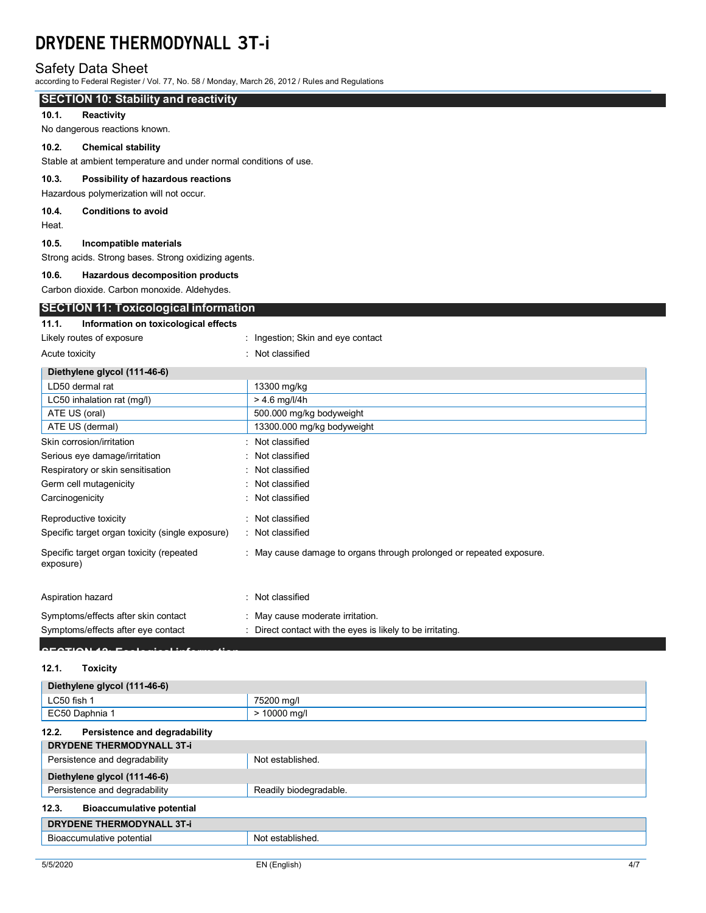## SECTION 10: Stability and reactivity

### 10.1. Reactivity

No dangerous reactions known.

### 10.2. Chemical stability

Stable at ambient temperature and under normal conditions of use.

### 10.3. Possibility of hazardous reactions

Hazardous polymerization will not occur.

### 10.4. Conditions to avoid

Heat.

### 10.5. Incompatible materials

Strong acids. Strong bases. Strong oxidizing agents.

### 10.6. Hazardous decomposition products

Carbon dioxide. Carbon monoxide. Aldehydes.

## SECTION 11: Toxicological information

### 11.1. Information on toxicological effects

Likely routes of exposure : Ingestion; Skin and eye contact

Acute toxicity : Not classified

| Diethylene glycol (111-46-6) | |
|---|---|
| LD50 dermal rat | 13300 mg/kg |
| LC50 inhalation rat (mg/l) | > 4.6 mg/l/4h |
| ATE US (oral) | 500.000 mg/kg bodyweight |
| ATE US (dermal) | 13300.000 mg/kg bodyweight |

Skin corrosion/irritation : Not classified

Serious eye damage/irritation : Not classified

Respiratory or skin sensitisation : Not classified

Germ cell mutagenicity : Not classified

Carcinogenicity : Not classified

Reproductive toxicity : Not classified

Specific target organ toxicity (single exposure) : Not classified

Specific target organ toxicity (repeated exposure) : May cause damage to organs through prolonged or repeated exposure.

Aspiration hazard : Not classified

Symptoms/effects after skin contact : May cause moderate irritation.

Symptoms/effects after eye contact : Direct contact with the eyes is likely to be irritating.

## SECTION 12: Ecological information

### 12.1. Toxicity

| Diethylene glycol (111-46-6) | |
|---|---|
| LC50 fish 1 | 75200 mg/l |
| EC50 Daphnia 1 | > 10000 mg/l |

### 12.2. Persistence and degradability

| DRYDENE THERMODYNALL 3T-i | |
|---|---|
| Persistence and degradability | Not established. |
| **Diethylene glycol (111-46-6)** | |
| Persistence and degradability | Readily biodegradable. |

### 12.3. Bioaccumulative potential

| DRYDENE THERMODYNALL 3T-i | |
|---|---|
| Bioaccumulative potential | Not established. |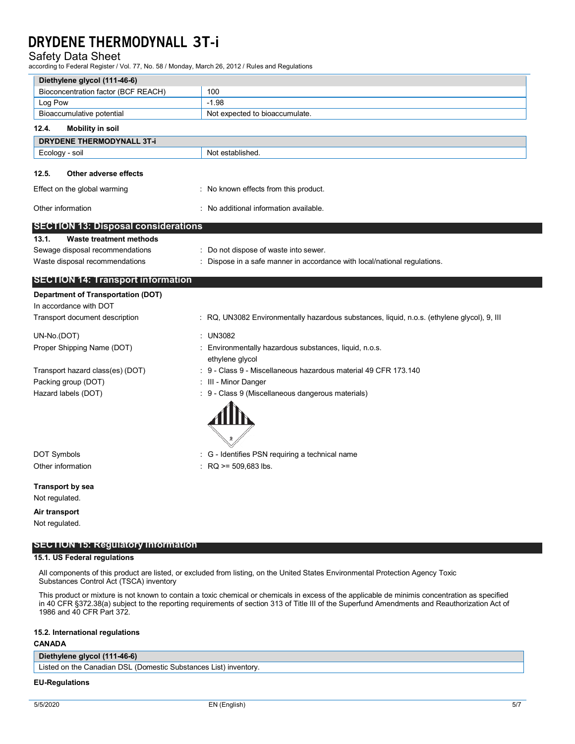| Diethylene glycol (111-46-6) | |
|---|---|
| Bioconcentration factor (BCF REACH) | 100 |
| Log Pow | -1.98 |
| Bioaccumulative potential | Not expected to bioaccumulate. |

### 12.4. Mobility in soil

| DRYDENE THERMODYNALL 3T-i | |
|---|---|
| Ecology - soil | Not established. |

### 12.5. Other adverse effects

Effect on the global warming : No known effects from this product.

Other information : No additional information available.

## SECTION 13: Disposal considerations

### 13.1. Waste treatment methods

Sewage disposal recommendations : Do not dispose of waste into sewer.

Waste disposal recommendations : Dispose in a safe manner in accordance with local/national regulations.

## SECTION 14: Transport information

**Department of Transportation (DOT)**

In accordance with DOT

Transport document description : RQ, UN3082 Environmentally hazardous substances, liquid, n.o.s. (ethylene glycol), 9, III

UN-No.(DOT) : UN3082

Proper Shipping Name (DOT) : Environmentally hazardous substances, liquid, n.o.s.
ethylene glycol

Transport hazard class(es) (DOT) : 9 - Class 9 - Miscellaneous hazardous material 49 CFR 173.140

Packing group (DOT) : III - Minor Danger

Hazard labels (DOT) : 9 - Class 9 (Miscellaneous dangerous materials)

DOT Symbols : G - Identifies PSN requiring a technical name

Other information : RQ >= 509,683 lbs.

**Transport by sea**

Not regulated.

**Air transport**

Not regulated.

## SECTION 15: Regulatory information

### 15.1. US Federal regulations

All components of this product are listed, or excluded from listing, on the United States Environmental Protection Agency Toxic Substances Control Act (TSCA) inventory

This product or mixture is not known to contain a toxic chemical or chemicals in excess of the applicable de minimis concentration as specified in 40 CFR §372.38(a) subject to the reporting requirements of section 313 of Title III of the Superfund Amendments and Reauthorization Act of 1986 and 40 CFR Part 372.

### 15.2. International regulations

**CANADA**

| Diethylene glycol (111-46-6) |
|---|
| Listed on the Canadian DSL (Domestic Substances List) inventory. |

**EU-Regulations**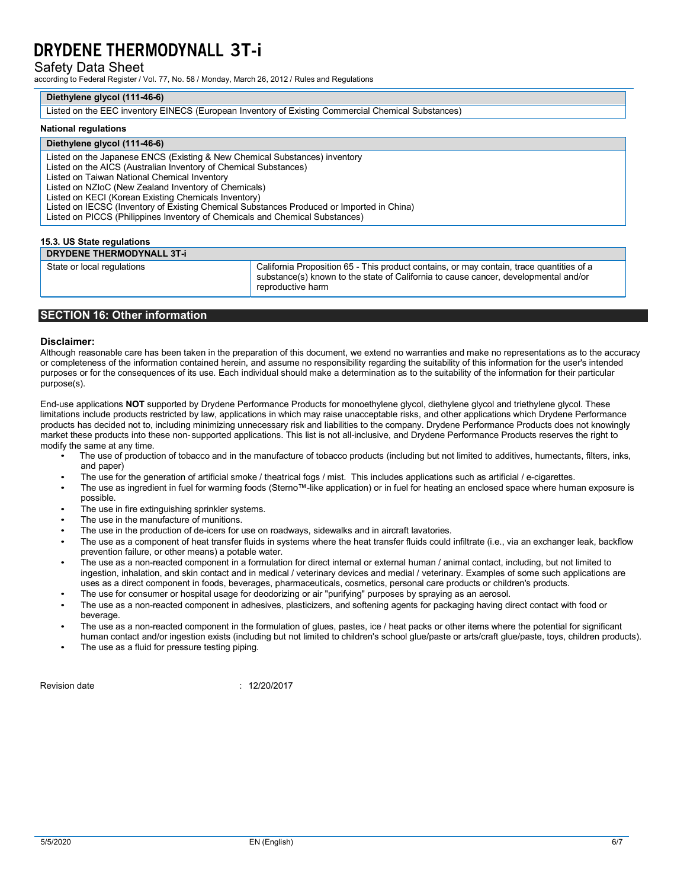| Diethylene glycol (111-46-6) |
| --- |
| Listed on the EEC inventory EINECS (European Inventory of Existing Commercial Chemical Substances) |

**National regulations**

| Diethylene glycol (111-46-6) |
| --- |
| Listed on the Japanese ENCS (Existing & New Chemical Substances) inventory<br>Listed on the AICS (Australian Inventory of Chemical Substances)<br>Listed on Taiwan National Chemical Inventory<br>Listed on NZIoC (New Zealand Inventory of Chemicals)<br>Listed on KECI (Korean Existing Chemicals Inventory)<br>Listed on IECSC (Inventory of Existing Chemical Substances Produced or Imported in China)<br>Listed on PICCS (Philippines Inventory of Chemicals and Chemical Substances) |

### 15.3. US State regulations

| DRYDENE THERMODYNALL 3T-i | |
| --- | --- |
| State or local regulations | California Proposition 65 - This product contains, or may contain, trace quantities of a substance(s) known to the state of California to cause cancer, developmental and/or reproductive harm |

## SECTION 16: Other information

**Disclaimer:**

Although reasonable care has been taken in the preparation of this document, we extend no warranties and make no representations as to the accuracy or completeness of the information contained herein, and assume no responsibility regarding the suitability of this information for the user's intended purposes or for the consequences of its use. Each individual should make a determination as to the suitability of the information for their particular purpose(s).

End-use applications **NOT** supported by Drydene Performance Products for monoethylene glycol, diethylene glycol and triethylene glycol. These limitations include products restricted by law, applications in which may raise unacceptable risks, and other applications which Drydene Performance products has decided not to, including minimizing unnecessary risk and liabilities to the company. Drydene Performance Products does not knowingly market these products into these non-supported applications. This list is not all-inclusive, and Drydene Performance Products reserves the right to modify the same at any time.

- The use of production of tobacco and in the manufacture of tobacco products (including but not limited to additives, humectants, filters, inks, and paper)
- The use for the generation of artificial smoke / theatrical fogs / mist. This includes applications such as artificial / e-cigarettes.
- The use as ingredient in fuel for warming foods (Sterno™-like application) or in fuel for heating an enclosed space where human exposure is possible.
- The use in fire extinguishing sprinkler systems.
- The use in the manufacture of munitions.
- The use in the production of de-icers for use on roadways, sidewalks and in aircraft lavatories.
- The use as a component of heat transfer fluids in systems where the heat transfer fluids could infiltrate (i.e., via an exchanger leak, backflow prevention failure, or other means) a potable water.
- The use as a non-reacted component in a formulation for direct internal or external human / animal contact, including, but not limited to ingestion, inhalation, and skin contact and in medical / veterinary devices and medial / veterinary. Examples of some such applications are uses as a direct component in foods, beverages, pharmaceuticals, cosmetics, personal care products or children's products.
- The use for consumer or hospital usage for deodorizing or air "purifying" purposes by spraying as an aerosol.
- The use as a non-reacted component in adhesives, plasticizers, and softening agents for packaging having direct contact with food or beverage.
- The use as a non-reacted component in the formulation of glues, pastes, ice / heat packs or other items where the potential for significant human contact and/or ingestion exists (including but not limited to children's school glue/paste or arts/craft glue/paste, toys, children products).
- The use as a fluid for pressure testing piping.

Revision date : 12/20/2017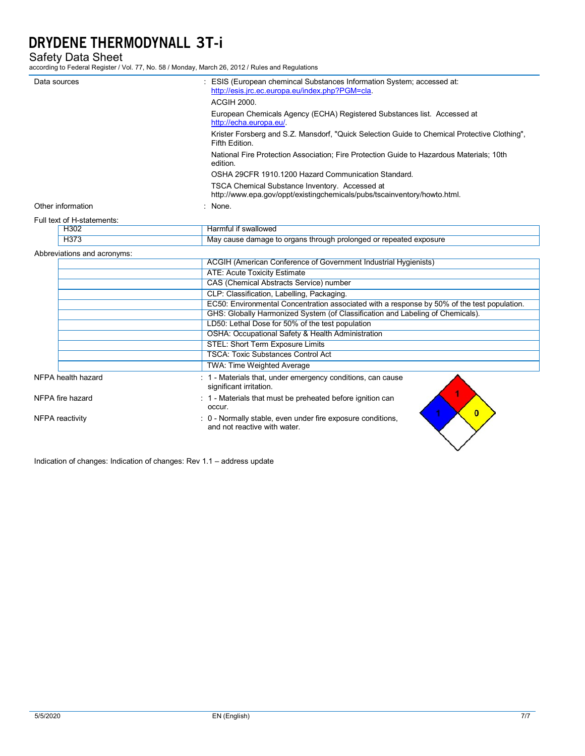| | |
|---|---|
| Data sources | : ESIS (European chemincal Substances Information System; accessed at: http://esis.jrc.ec.europa.eu/index.php?PGM=cla. |
| | ACGIH 2000. |
| | European Chemicals Agency (ECHA) Registered Substances list. Accessed at http://echa.europa.eu/. |
| | Krister Forsberg and S.Z. Mansdorf, "Quick Selection Guide to Chemical Protective Clothing", Fifth Edition. |
| | National Fire Protection Association; Fire Protection Guide to Hazardous Materials; 10th edition. |
| | OSHA 29CFR 1910.1200 Hazard Communication Standard. |
| | TSCA Chemical Substance Inventory. Accessed at http://www.epa.gov/oppt/existingchemicals/pubs/tscainventory/howto.html. |
| Other information | : None. |

Full text of H-statements:

| | |
|---|---|
| H302 | Harmful if swallowed |
| H373 | May cause damage to organs through prolonged or repeated exposure |

Abbreviations and acronyms:

| | |
|---|---|
| | ACGIH (American Conference of Government Industrial Hygienists) |
| | ATE: Acute Toxicity Estimate |
| | CAS (Chemical Abstracts Service) number |
| | CLP: Classification, Labelling, Packaging. |
| | EC50: Environmental Concentration associated with a response by 50% of the test population. |
| | GHS: Globally Harmonized System (of Classification and Labeling of Chemicals). |
| | LD50: Lethal Dose for 50% of the test population |
| | OSHA: Occupational Safety & Health Administration |
| | STEL: Short Term Exposure Limits |
| | TSCA: Toxic Substances Control Act |
| | TWA: Time Weighted Average |

| | |
|---|---|
| NFPA health hazard | : 1 - Materials that, under emergency conditions, can cause significant irritation. |
| NFPA fire hazard | : 1 - Materials that must be preheated before ignition can occur. |
| NFPA reactivity | : 0 - Normally stable, even under fire exposure conditions, and not reactive with water. |

1
1
0

Indication of changes: Indication of changes: Rev 1.1 – address update